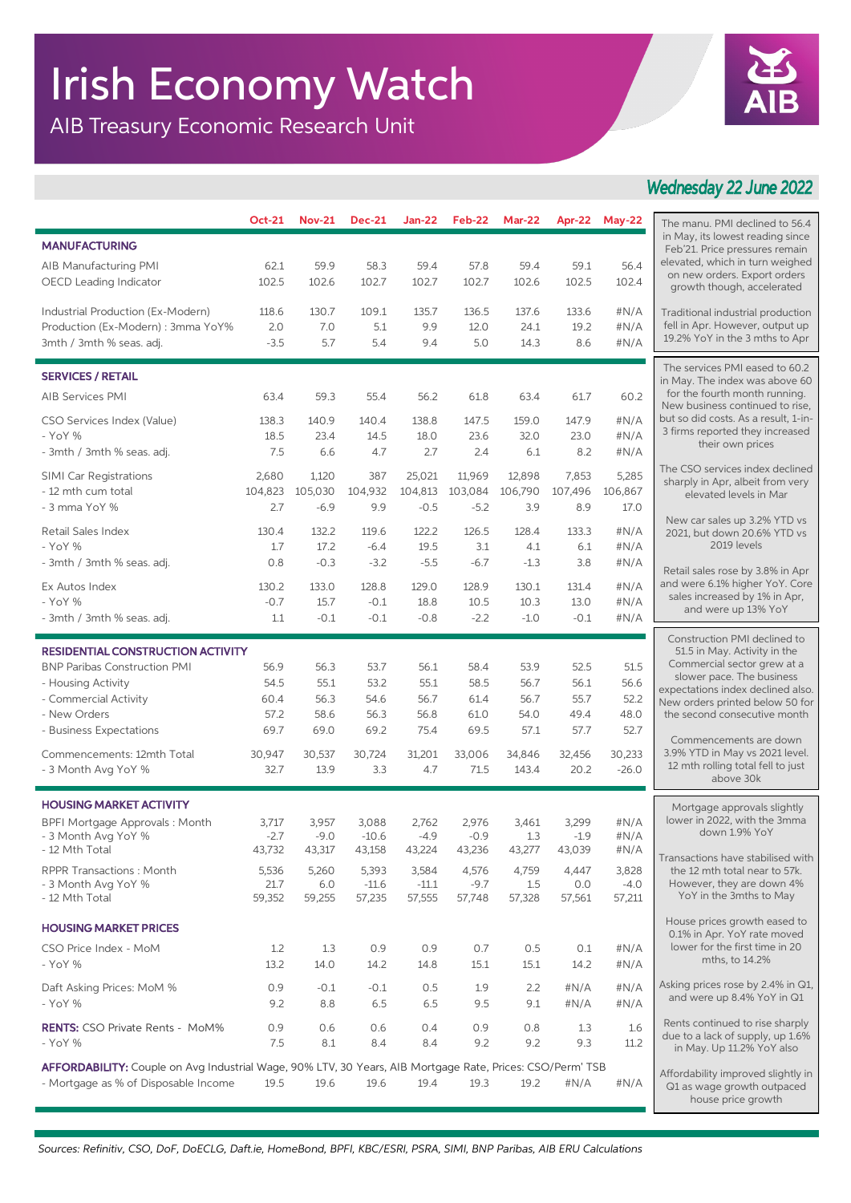# Irish Economy Watch

AIB Treasury Economic Research Unit

*Wednesday 22 June 2022*

| | Oct-21 | Nov-21 | Dec-21 | Jan-22 | Feb-22 | Mar-22 | Apr-22 | May-22 | |
|---|---|---|---|---|---|---|---|---|---|
| **MANUFACTURING** | | | | | | | | | The manu. PMI declined to 56.4 in May, its lowest reading since Feb'21. Price pressures remain elevated, which in turn weighed on new orders. Export orders growth though, accelerated |
| AIB Manufacturing PMI | 62.1 | 59.9 | 58.3 | 59.4 | 57.8 | 59.4 | 59.1 | 56.4 | |
| OECD Leading Indicator | 102.5 | 102.6 | 102.7 | 102.7 | 102.7 | 102.6 | 102.5 | 102.4 | |
| Industrial Production (Ex-Modern) | 118.6 | 130.7 | 109.1 | 135.7 | 136.5 | 137.6 | 133.6 | #N/A | Traditional industrial production fell in Apr. However, output up 19.2% YoY in the 3 mths to Apr |
| Production (Ex-Modern) : 3mma YoY% | 2.0 | 7.0 | 5.1 | 9.9 | 12.0 | 24.1 | 19.2 | #N/A | |
| 3mth / 3mth % seas. adj. | -3.5 | 5.7 | 5.4 | 9.4 | 5.0 | 14.3 | 8.6 | #N/A | |
| **SERVICES / RETAIL** | | | | | | | | | The services PMI eased to 60.2 in May. The index was above 60 for the fourth month running. New business continued to rise, but so did costs. As a result, 1-in-3 firms reported they increased their own prices |
| AIB Services PMI | 63.4 | 59.3 | 55.4 | 56.2 | 61.8 | 63.4 | 61.7 | 60.2 | |
| CSO Services Index (Value) | 138.3 | 140.9 | 140.4 | 138.8 | 147.5 | 159.0 | 147.9 | #N/A | |
| - YoY % | 18.5 | 23.4 | 14.5 | 18.0 | 23.6 | 32.0 | 23.0 | #N/A | |
| - 3mth / 3mth % seas. adj. | 7.5 | 6.6 | 4.7 | 2.7 | 2.4 | 6.1 | 8.2 | #N/A | The CSO services index declined sharply in Apr, albeit from very elevated levels in Mar |
| SIMI Car Registrations | 2,680 | 1,120 | 387 | 25,021 | 11,969 | 12,898 | 7,853 | 5,285 | |
| - 12 mth cum total | 104,823 | 105,030 | 104,932 | 104,813 | 103,084 | 106,790 | 107,496 | 106,867 | New car sales up 3.2% YTD vs 2021, but down 20.6% YTD vs 2019 levels |
| - 3 mma YoY % | 2.7 | -6.9 | 9.9 | -0.5 | -5.2 | 3.9 | 8.9 | 17.0 | |
| Retail Sales Index | 130.4 | 132.2 | 119.6 | 122.2 | 126.5 | 128.4 | 133.3 | #N/A | |
| - YoY % | 1.7 | 17.2 | -6.4 | 19.5 | 3.1 | 4.1 | 6.1 | #N/A | Retail sales rose by 3.8% in Apr and were 6.1% higher YoY. Core sales increased by 1% in Apr, and were up 13% YoY |
| - 3mth / 3mth % seas. adj. | 0.8 | -0.3 | -3.2 | -5.5 | -6.7 | -1.3 | 3.8 | #N/A | |
| Ex Autos Index | 130.2 | 133.0 | 128.8 | 129.0 | 128.9 | 130.1 | 131.4 | #N/A | |
| - YoY % | -0.7 | 15.7 | -0.1 | 18.8 | 10.5 | 10.3 | 13.0 | #N/A | |
| - 3mth / 3mth % seas. adj. | 1.1 | -0.1 | -0.1 | -0.8 | -2.2 | -1.0 | -0.1 | #N/A | |
| **RESIDENTIAL CONSTRUCTION ACTIVITY** | | | | | | | | | Construction PMI declined to 51.5 in May. Activity in the Commercial sector grew at a slower pace. The business expectations index declined also. New orders printed below 50 for the second consecutive month |
| BNP Paribas Construction PMI | 56.9 | 56.3 | 53.7 | 56.1 | 58.4 | 53.9 | 52.5 | 51.5 | |
| - Housing Activity | 54.5 | 55.1 | 53.2 | 55.1 | 58.5 | 56.7 | 56.1 | 56.6 | |
| - Commercial Activity | 60.4 | 56.3 | 54.6 | 56.7 | 61.4 | 56.7 | 55.7 | 52.2 | |
| - New Orders | 57.2 | 58.6 | 56.3 | 56.8 | 61.0 | 54.0 | 49.4 | 48.0 | |
| - Business Expectations | 69.7 | 69.0 | 69.2 | 75.4 | 69.5 | 57.1 | 57.7 | 52.7 | |
| Commencements: 12mth Total | 30,947 | 30,537 | 30,724 | 31,201 | 33,006 | 34,846 | 32,456 | 30,233 | Commencements are down 3.9% YTD in May vs 2021 level. 12 mth rolling total fell to just above 30k |
| - 3 Month Avg YoY % | 32.7 | 13.9 | 3.3 | 4.7 | 71.5 | 143.4 | 20.2 | -26.0 | |
| **HOUSING MARKET ACTIVITY** | | | | | | | | | Mortgage approvals slightly lower in 2022, with the 3mma down 1.9% YoY |
| BPFI Mortgage Approvals : Month | 3,717 | 3,957 | 3,088 | 2,762 | 2,976 | 3,461 | 3,299 | #N/A | |
| - 3 Month Avg YoY % | -2.7 | -9.0 | -10.6 | -4.9 | -0.9 | 1.3 | -1.9 | #N/A | |
| - 12 Mth Total | 43,732 | 43,317 | 43,158 | 43,224 | 43,236 | 43,277 | 43,039 | #N/A | |
| RPPR Transactions : Month | 5,536 | 5,260 | 5,393 | 3,584 | 4,576 | 4,759 | 4,447 | 3,828 | Transactions have stabilised with the 12 mth total near to 57k. However, they are down 4% YoY in the 3mths to May |
| - 3 Month Avg YoY % | 21.7 | 6.0 | -11.6 | -11.1 | -9.7 | 1.5 | 0.0 | -4.0 | |
| - 12 Mth Total | 59,352 | 59,255 | 57,235 | 57,555 | 57,748 | 57,328 | 57,561 | 57,211 | |
| **HOUSING MARKET PRICES** | | | | | | | | | House prices growth eased to 0.1% in Apr. YoY rate moved lower for the first time in 20 mths, to 14.2% |
| CSO Price Index - MoM | 1.2 | 1.3 | 0.9 | 0.9 | 0.7 | 0.5 | 0.1 | #N/A | |
| - YoY % | 13.2 | 14.0 | 14.2 | 14.8 | 15.1 | 15.1 | 14.2 | #N/A | |
| Daft Asking Prices: MoM % | 0.9 | -0.1 | -0.1 | 0.5 | 1.9 | 2.2 | #N/A | #N/A | Asking prices rose by 2.4% in Q1, and were up 8.4% YoY in Q1 |
| - YoY % | 9.2 | 8.8 | 6.5 | 6.5 | 9.5 | 9.1 | #N/A | #N/A | |
| **RENTS:** CSO Private Rents - MoM% | 0.9 | 0.6 | 0.6 | 0.4 | 0.9 | 0.8 | 1.3 | 1.6 | Rents continued to rise sharply due to a lack of supply, up 1.6% in May. Up 11.2% YoY also |
| - YoY % | 7.5 | 8.1 | 8.4 | 8.4 | 9.2 | 9.2 | 9.3 | 11.2 | |
| **AFFORDABILITY:** Couple on Avg Industrial Wage, 90% LTV, 30 Years, AIB Mortgage Rate, Prices: CSO/Perm' TSB | | | | | | | | | Affordability improved slightly in Q1 as wage growth outpaced house price growth |
| - Mortgage as % of Disposable Income | 19.5 | 19.6 | 19.6 | 19.4 | 19.3 | 19.2 | #N/A | #N/A | |

*Sources: Refinitiv, CSO, DoF, DoECLG, Daft.ie, HomeBond, BPFI, KBC/ESRI, PSRA, SIMI, BNP Paribas, AIB ERU Calculations*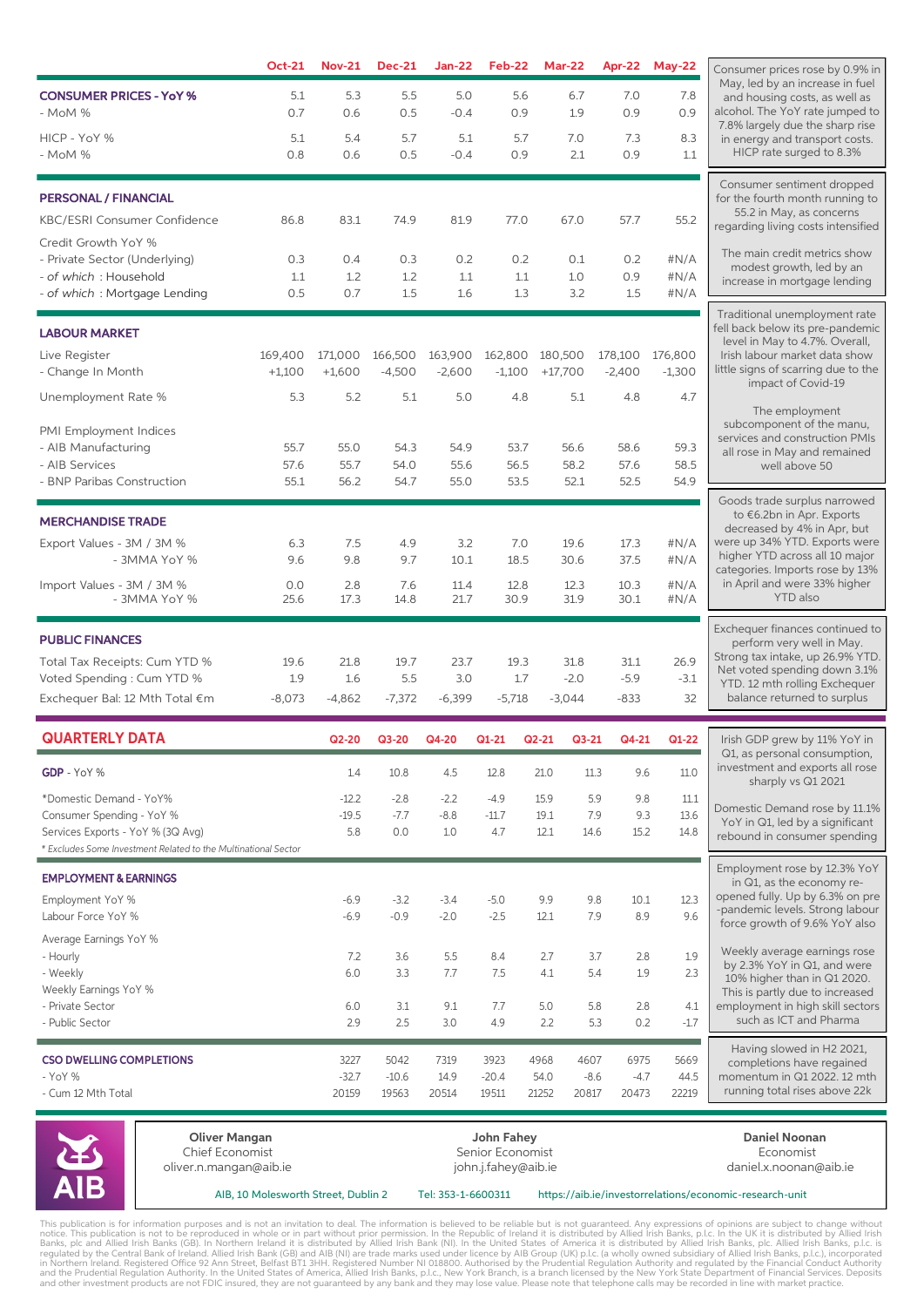| | Oct-21 | Nov-21 | Dec-21 | Jan-22 | Feb-22 | Mar-22 | Apr-22 | May-22 | |
|---|---|---|---|---|---|---|---|---|---|
| **CONSUMER PRICES - YoY %** | 5.1 | 5.3 | 5.5 | 5.0 | 5.6 | 6.7 | 7.0 | 7.8 | Consumer prices rose by 0.9% in May, led by an increase in fuel and housing costs, as well as alcohol. The YoY rate jumped to 7.8% largely due the sharp rise in energy and transport costs. HICP rate surged to 8.3% |
| - MoM % | 0.7 | 0.6 | 0.5 | -0.4 | 0.9 | 1.9 | 0.9 | 0.9 | |
| HICP - YoY % | 5.1 | 5.4 | 5.7 | 5.1 | 5.7 | 7.0 | 7.3 | 8.3 | |
| - MoM % | 0.8 | 0.6 | 0.5 | -0.4 | 0.9 | 2.1 | 0.9 | 1.1 | |
| **PERSONAL / FINANCIAL** | | | | | | | | | |
| KBC/ESRI Consumer Confidence | 86.8 | 83.1 | 74.9 | 81.9 | 77.0 | 67.0 | 57.7 | 55.2 | Consumer sentiment dropped for the fourth month running to 55.2 in May, as concerns regarding living costs intensified |
| Credit Growth YoY % | | | | | | | | | |
| - Private Sector (Underlying) | 0.3 | 0.4 | 0.3 | 0.2 | 0.2 | 0.1 | 0.2 | #N/A | The main credit metrics show modest growth, led by an increase in mortgage lending |
| - *of which* : Household | 1.1 | 1.2 | 1.2 | 1.1 | 1.1 | 1.0 | 0.9 | #N/A | |
| - *of which* : Mortgage Lending | 0.5 | 0.7 | 1.5 | 1.6 | 1.3 | 3.2 | 1.5 | #N/A | |
| **LABOUR MARKET** | | | | | | | | | Traditional unemployment rate fell back below its pre-pandemic level in May to 4.7%. Overall, Irish labour market data show little signs of scarring due to the impact of Covid-19 |
| Live Register | 169,400 | 171,000 | 166,500 | 163,900 | 162,800 | 180,500 | 178,100 | 176,800 | |
| - Change In Month | +1,100 | +1,600 | -4,500 | -2,600 | -1,100 | +17,700 | -2,400 | -1,300 | |
| Unemployment Rate % | 5.3 | 5.2 | 5.1 | 5.0 | 4.8 | 5.1 | 4.8 | 4.7 | |
| PMI Employment Indices | | | | | | | | | The employment subcomponent of the manu, services and construction PMIs all rose in May and remained well above 50 |
| - AIB Manufacturing | 55.7 | 55.0 | 54.3 | 54.9 | 53.7 | 56.6 | 58.6 | 59.3 | |
| - AIB Services | 57.6 | 55.7 | 54.0 | 55.6 | 56.5 | 58.2 | 57.6 | 58.5 | |
| - BNP Paribas Construction | 55.1 | 56.2 | 54.7 | 55.0 | 53.5 | 52.1 | 52.5 | 54.9 | |
| **MERCHANDISE TRADE** | | | | | | | | | Goods trade surplus narrowed to €6.2bn in Apr. Exports decreased by 4% in Apr, but were up 34% YTD. Exports were higher YTD across all 10 major categories. Imports rose by 13% in April and were 33% higher YTD also |
| Export Values - 3M / 3M % | 6.3 | 7.5 | 4.9 | 3.2 | 7.0 | 19.6 | 17.3 | #N/A | |
| - 3MMA YoY % | 9.6 | 9.8 | 9.7 | 10.1 | 18.5 | 30.6 | 37.5 | #N/A | |
| Import Values - 3M / 3M % | 0.0 | 2.8 | 7.6 | 11.4 | 12.8 | 12.3 | 10.3 | #N/A | |
| - 3MMA YoY % | 25.6 | 17.3 | 14.8 | 21.7 | 30.9 | 31.9 | 30.1 | #N/A | |
| **PUBLIC FINANCES** | | | | | | | | | Exchequer finances continued to perform very well in May. Strong tax intake, up 26.9% YTD. Net voted spending down 3.1% YTD. 12 mth rolling Exchequer balance returned to surplus |
| Total Tax Receipts: Cum YTD % | 19.6 | 21.8 | 19.7 | 23.7 | 19.3 | 31.8 | 31.1 | 26.9 | |
| Voted Spending : Cum YTD % | 1.9 | 1.6 | 5.5 | 3.0 | 1.7 | -2.0 | -5.9 | -3.1 | |
| Exchequer Bal: 12 Mth Total €m | -8,073 | -4,862 | -7,372 | -6,399 | -5,718 | -3,044 | -833 | 32 | |

## QUARTERLY DATA

| | Q2-20 | Q3-20 | Q4-20 | Q1-21 | Q2-21 | Q3-21 | Q4-21 | Q1-22 | |
|---|---|---|---|---|---|---|---|---|---|
| **GDP** - YoY % | 1.4 | 10.8 | 4.5 | 12.8 | 21.0 | 11.3 | 9.6 | 11.0 | Irish GDP grew by 11% YoY in Q1, as personal consumption, investment and exports all rose sharply vs Q1 2021 |
| *Domestic Demand - YoY% | -12.2 | -2.8 | -2.2 | -4.9 | 15.9 | 5.9 | 9.8 | 11.1 | Domestic Demand rose by 11.1% YoY in Q1, led by a significant rebound in consumer spending |
| Consumer Spending - YoY % | -19.5 | -7.7 | -8.8 | -11.7 | 19.1 | 7.9 | 9.3 | 13.6 | |
| Services Exports - YoY % (3Q Avg) | 5.8 | 0.0 | 1.0 | 4.7 | 12.1 | 14.6 | 15.2 | 14.8 | |
| *\* Excludes Some Investment Related to the Multinational Sector* | | | | | | | | | |
| **EMPLOYMENT & EARNINGS** | | | | | | | | | Employment rose by 12.3% YoY in Q1, as the economy re-opened fully. Up by 6.3% on pre-pandemic levels. Strong labour force growth of 9.6% YoY also |
| Employment YoY % | -6.9 | -3.2 | -3.4 | -5.0 | 9.9 | 9.8 | 10.1 | 12.3 | |
| Labour Force YoY % | -6.9 | -0.9 | -2.0 | -2.5 | 12.1 | 7.9 | 8.9 | 9.6 | |
| Average Earnings YoY % | | | | | | | | | Weekly average earnings rose by 2.3% YoY in Q1, and were 10% higher than in Q1 2020. This is partly due to increased employment in high skill sectors such as ICT and Pharma |
| - Hourly | 7.2 | 3.6 | 5.5 | 8.4 | 2.7 | 3.7 | 2.8 | 1.9 | |
| - Weekly | 6.0 | 3.3 | 7.7 | 7.5 | 4.1 | 5.4 | 1.9 | 2.3 | |
| Weekly Earnings YoY % | | | | | | | | | |
| - Private Sector | 6.0 | 3.1 | 9.1 | 7.7 | 5.0 | 5.8 | 2.8 | 4.1 | |
| - Public Sector | 2.9 | 2.5 | 3.0 | 4.9 | 2.2 | 5.3 | 0.2 | -1.7 | |
| **CSO DWELLING COMPLETIONS** | 3227 | 5042 | 7319 | 3923 | 4968 | 4607 | 6975 | 5669 | Having slowed in H2 2021, completions have regained momentum in Q1 2022. 12 mth running total rises above 22k |
| - YoY % | -32.7 | -10.6 | 14.9 | -20.4 | 54.0 | -8.6 | -4.7 | 44.5 | |
| - Cum 12 Mth Total | 20159 | 19563 | 20514 | 19511 | 21252 | 20817 | 20473 | 22219 | |

AIB

**Oliver Mangan**
Chief Economist
oliver.n.mangan@aib.ie

**John Fahey**
Senior Economist
john.j.fahey@aib.ie

**Daniel Noonan**
Economist
daniel.x.noonan@aib.ie

AIB, 10 Molesworth Street, Dublin 2 Tel: 353-1-6600311 https://aib.ie/investorrelations/economic-research-unit

This publication is for information purposes and is not an invitation to deal. The information is believed to be reliable but is not guaranteed. Any expressions of opinions are subject to change without notice. This publication is not to be reproduced in whole or in part without prior permission. In the Republic of Ireland it is distributed by Allied Irish Banks, p.l.c. In the UK it is distributed by Allied Irish Banks, plc and Allied Irish Banks (GB). In Northern Ireland it is distributed by Allied Irish Bank (NI). In the United States of America it is distributed by Allied Irish Banks, plc. Allied Irish Banks, p.l.c. is regulated by the Central Bank of Ireland. Allied Irish Bank (GB) and AIB (NI) are trade marks used under licence by AIB Group (UK) p.l.c. (a wholly owned subsidiary of Allied Irish Banks, p.l.c.), incorporated in Northern Ireland. Registered Office 92 Ann Street, Belfast BT1 3HH. Registered Number NI 018800. Authorised by the Prudential Regulation Authority and regulated by the Financial Conduct Authority and the Prudential Regulation Authority. In the United States of America, Allied Irish Banks, p.l.c., New York Branch, is a branch licensed by the New York State Department of Financial Services. Deposits and other investment products are not FDIC insured, they are not guaranteed by any bank and they may lose value. Please note that telephone calls may be recorded in line with market practice.